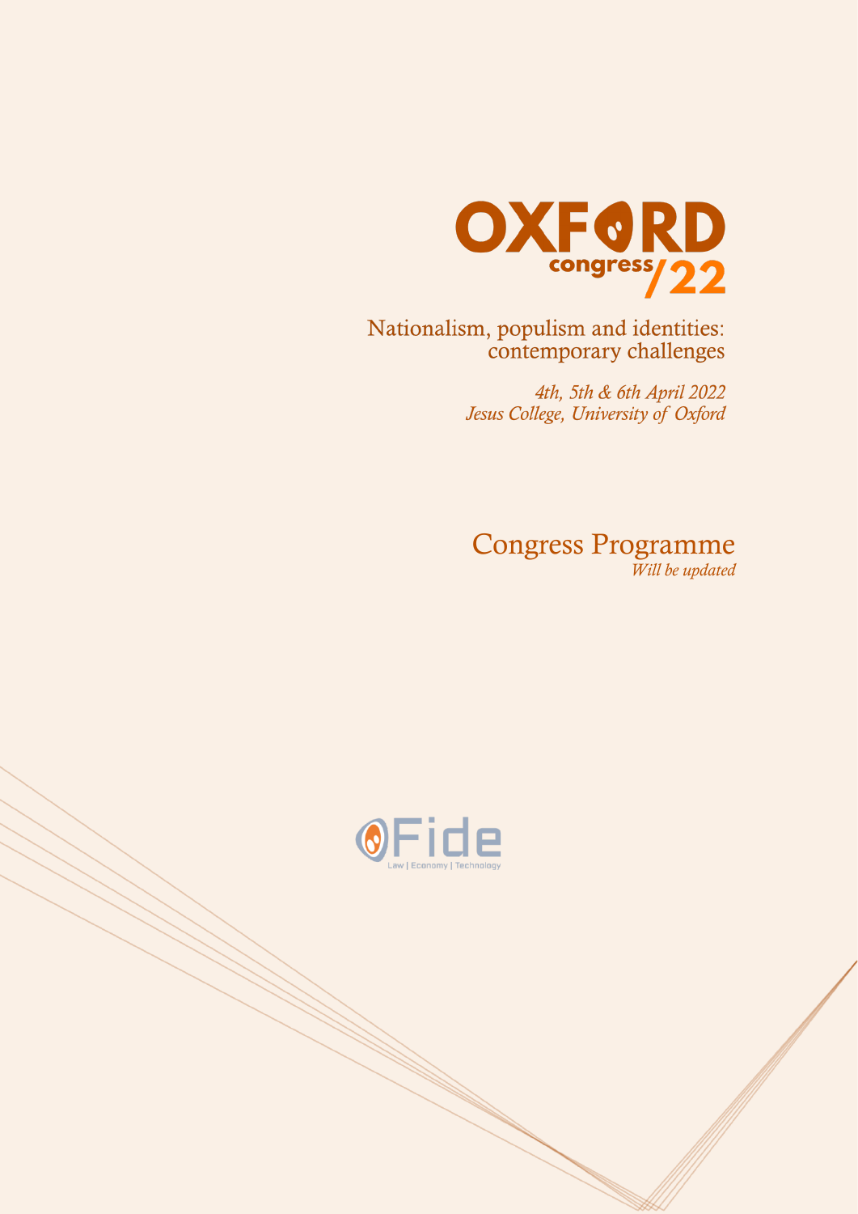# OXFORD congress/22

## Nationalism, populism and identities: contemporary challenges

*4th, 5th & 6th April 2022*
*Jesus College, University of Oxford*

## Congress Programme

*Will be updated*

Fide
Law | Economy | Technology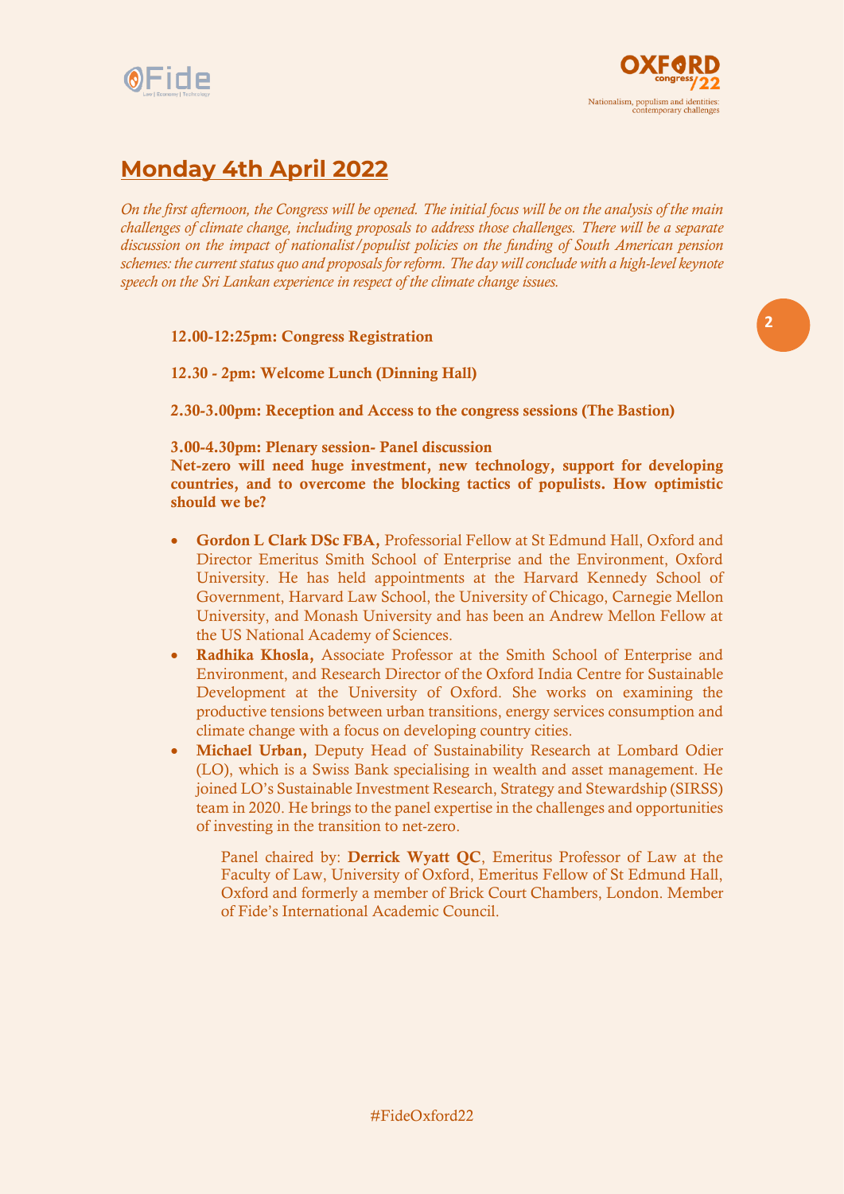## Monday 4th April 2022

*On the first afternoon, the Congress will be opened. The initial focus will be on the analysis of the main challenges of climate change, including proposals to address those challenges. There will be a separate discussion on the impact of nationalist/populist policies on the funding of South American pension schemes: the current status quo and proposals for reform. The day will conclude with a high-level keynote speech on the Sri Lankan experience in respect of the climate change issues.*

**12.00-12:25pm: Congress Registration**

**12.30 - 2pm: Welcome Lunch (Dinning Hall)**

**2.30-3.00pm: Reception and Access to the congress sessions (The Bastion)**

**3.00-4.30pm: Plenary session- Panel discussion**
**Net-zero will need huge investment, new technology, support for developing countries, and to overcome the blocking tactics of populists. How optimistic should we be?**

- **Gordon L Clark DSc FBA,** Professorial Fellow at St Edmund Hall, Oxford and Director Emeritus Smith School of Enterprise and the Environment, Oxford University. He has held appointments at the Harvard Kennedy School of Government, Harvard Law School, the University of Chicago, Carnegie Mellon University, and Monash University and has been an Andrew Mellon Fellow at the US National Academy of Sciences.
- **Radhika Khosla,** Associate Professor at the Smith School of Enterprise and Environment, and Research Director of the Oxford India Centre for Sustainable Development at the University of Oxford. She works on examining the productive tensions between urban transitions, energy services consumption and climate change with a focus on developing country cities.
- **Michael Urban,** Deputy Head of Sustainability Research at Lombard Odier (LO), which is a Swiss Bank specialising in wealth and asset management. He joined LO's Sustainable Investment Research, Strategy and Stewardship (SIRSS) team in 2020. He brings to the panel expertise in the challenges and opportunities of investing in the transition to net-zero.

Panel chaired by: **Derrick Wyatt QC**, Emeritus Professor of Law at the Faculty of Law, University of Oxford, Emeritus Fellow of St Edmund Hall, Oxford and formerly a member of Brick Court Chambers, London. Member of Fide's International Academic Council.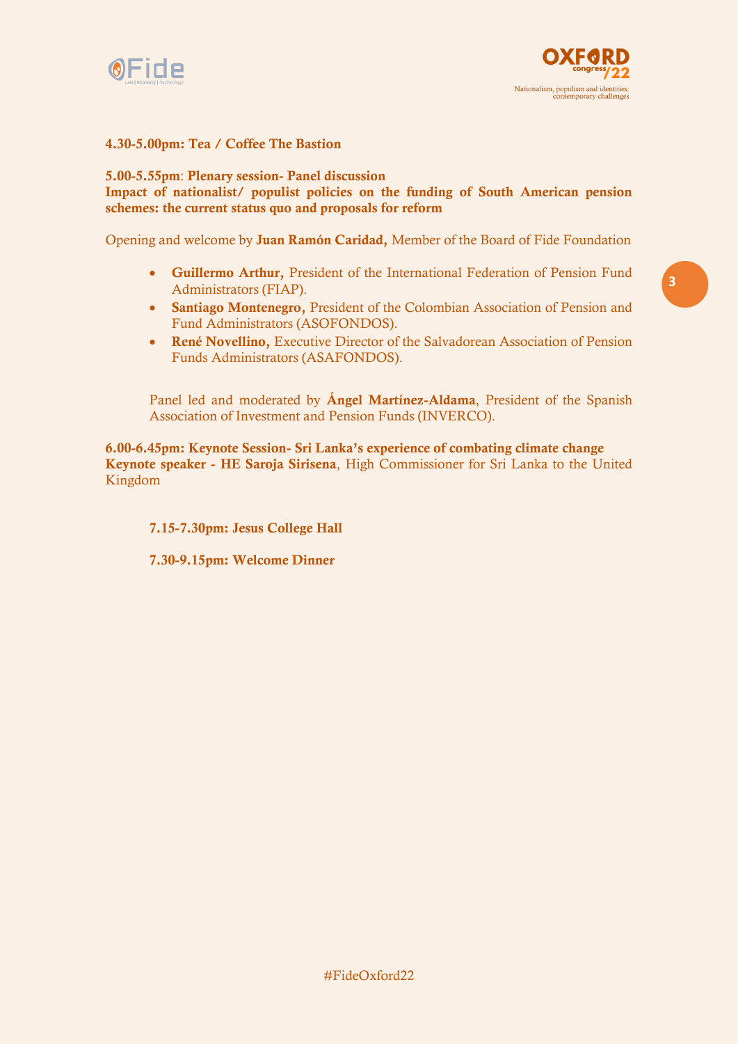**4.30-5.00pm: Tea / Coffee The Bastion**

**5.00-5.55pm**: **Plenary session- Panel discussion**
**Impact of nationalist/ populist policies on the funding of South American pension schemes: the current status quo and proposals for reform**

Opening and welcome by **Juan Ramón Caridad,** Member of the Board of Fide Foundation

- **Guillermo Arthur,** President of the International Federation of Pension Fund Administrators (FIAP).
- **Santiago Montenegro,** President of the Colombian Association of Pension and Fund Administrators (ASOFONDOS).
- **René Novellino,** Executive Director of the Salvadorean Association of Pension Funds Administrators (ASAFONDOS).

Panel led and moderated by **Ángel Martínez-Aldama**, President of the Spanish Association of Investment and Pension Funds (INVERCO).

**6.00-6.45pm: Keynote Session- Sri Lanka's experience of combating climate change**
**Keynote speaker - HE Saroja Sirisena**, High Commissioner for Sri Lanka to the United Kingdom

**7.15-7.30pm: Jesus College Hall**

**7.30-9.15pm: Welcome Dinner**

#FideOxford22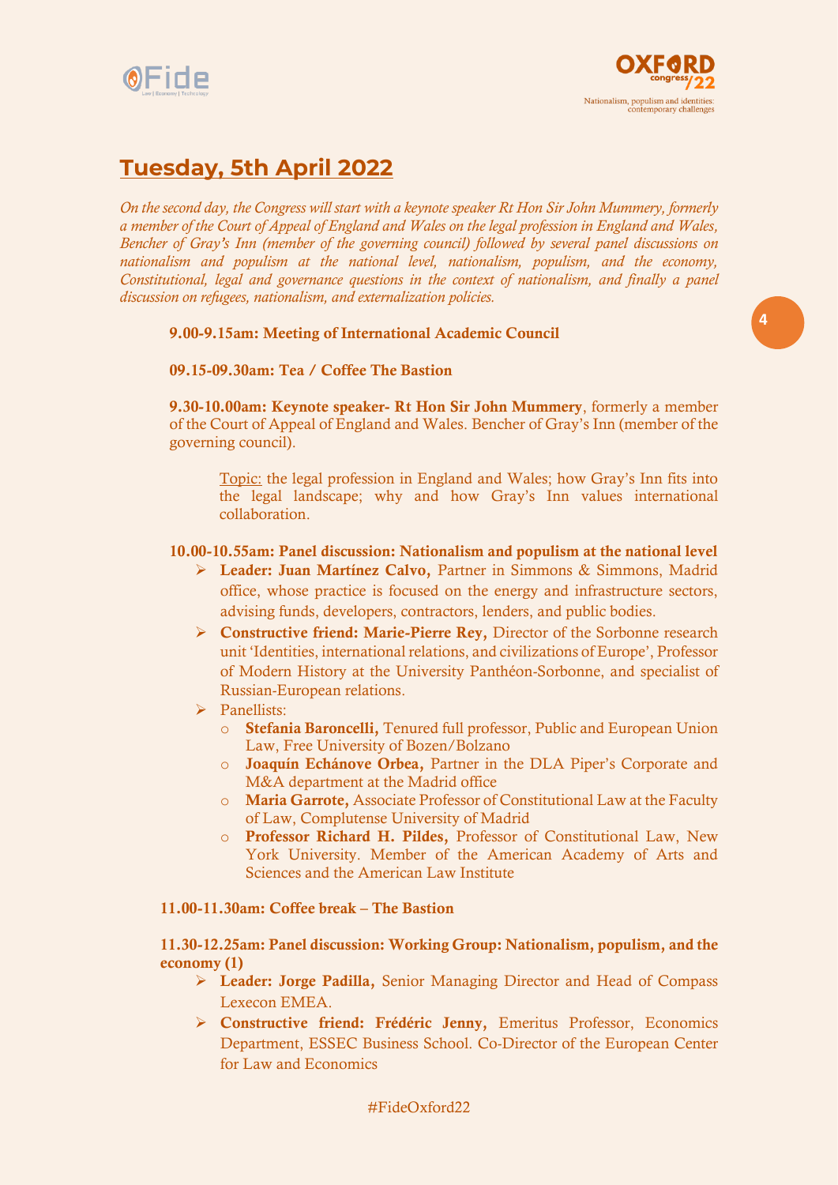# Tuesday, 5th April 2022

*On the second day, the Congress will start with a keynote speaker Rt Hon Sir John Mummery, formerly a member of the Court of Appeal of England and Wales on the legal profession in England and Wales, Bencher of Gray's Inn (member of the governing council) followed by several panel discussions on nationalism and populism at the national level, nationalism, populism, and the economy, Constitutional, legal and governance questions in the context of nationalism, and finally a panel discussion on refugees, nationalism, and externalization policies.*

**9.00-9.15am: Meeting of International Academic Council**

**09.15-09.30am: Tea / Coffee The Bastion**

**9.30-10.00am: Keynote speaker- Rt Hon Sir John Mummery**, formerly a member of the Court of Appeal of England and Wales. Bencher of Gray's Inn (member of the governing council).

Topic: the legal profession in England and Wales; how Gray's Inn fits into the legal landscape; why and how Gray's Inn values international collaboration.

**10.00-10.55am: Panel discussion: Nationalism and populism at the national level**

- **Leader: Juan Martínez Calvo,** Partner in Simmons & Simmons, Madrid office, whose practice is focused on the energy and infrastructure sectors, advising funds, developers, contractors, lenders, and public bodies.
- **Constructive friend: Marie-Pierre Rey,** Director of the Sorbonne research unit 'Identities, international relations, and civilizations of Europe', Professor of Modern History at the University Panthéon-Sorbonne, and specialist of Russian-European relations.
- Panellists:
  - **Stefania Baroncelli,** Tenured full professor, Public and European Union Law, Free University of Bozen/Bolzano
  - **Joaquín Echánove Orbea,** Partner in the DLA Piper's Corporate and M&A department at the Madrid office
  - **Maria Garrote,** Associate Professor of Constitutional Law at the Faculty of Law, Complutense University of Madrid
  - **Professor Richard H. Pildes,** Professor of Constitutional Law, New York University. Member of the American Academy of Arts and Sciences and the American Law Institute

**11.00-11.30am: Coffee break – The Bastion**

**11.30-12.25am: Panel discussion: Working Group: Nationalism, populism, and the economy (1)**

- **Leader: Jorge Padilla,** Senior Managing Director and Head of Compass Lexecon EMEA.
- **Constructive friend: Frédéric Jenny,** Emeritus Professor, Economics Department, ESSEC Business School. Co-Director of the European Center for Law and Economics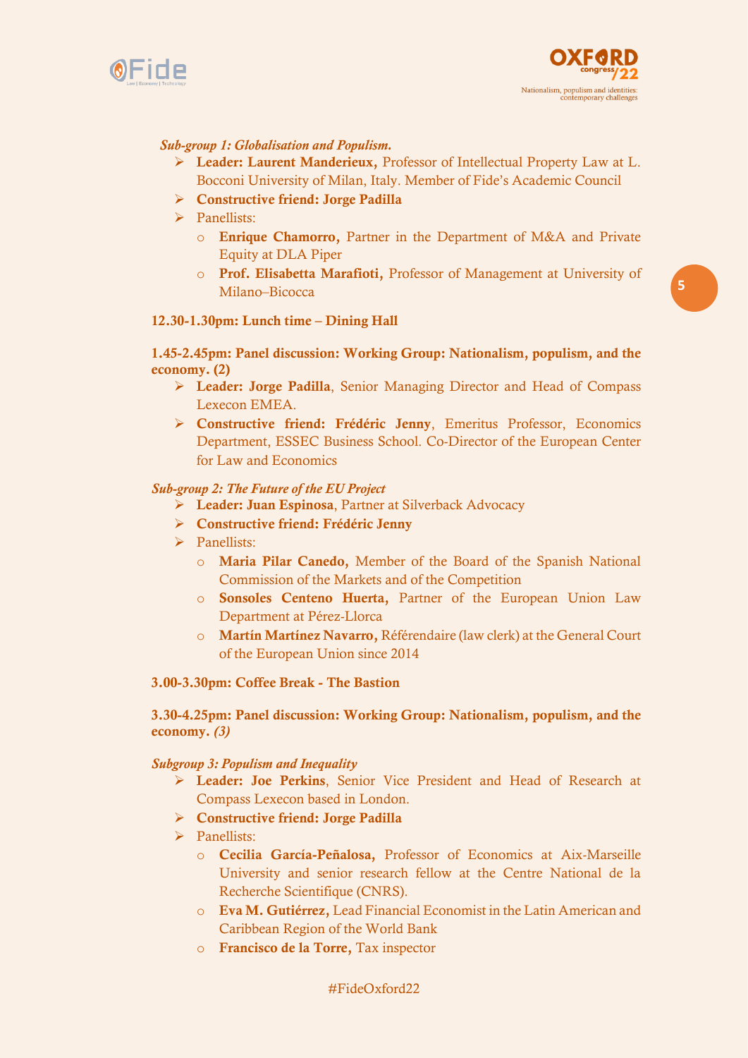*Sub-group 1: Globalisation and Populism.*

- **Leader: Laurent Manderieux,** Professor of Intellectual Property Law at L. Bocconi University of Milan, Italy. Member of Fide's Academic Council
- **Constructive friend: Jorge Padilla**
- Panellists:
  - **Enrique Chamorro,** Partner in the Department of M&A and Private Equity at DLA Piper
  - **Prof. Elisabetta Marafioti,** Professor of Management at University of Milano–Bicocca

**12.30-1.30pm: Lunch time – Dining Hall**

**1.45-2.45pm: Panel discussion: Working Group: Nationalism, populism, and the economy. (2)**

- **Leader: Jorge Padilla**, Senior Managing Director and Head of Compass Lexecon EMEA.
- **Constructive friend: Frédéric Jenny**, Emeritus Professor, Economics Department, ESSEC Business School. Co-Director of the European Center for Law and Economics

*Sub-group 2: The Future of the EU Project*

- **Leader: Juan Espinosa**, Partner at Silverback Advocacy
- **Constructive friend: Frédéric Jenny**
- Panellists:
  - **Maria Pilar Canedo,** Member of the Board of the Spanish National Commission of the Markets and of the Competition
  - **Sonsoles Centeno Huerta,** Partner of the European Union Law Department at Pérez-Llorca
  - **Martín Martínez Navarro,** Référendaire (law clerk) at the General Court of the European Union since 2014

**3.00-3.30pm: Coffee Break - The Bastion**

**3.30-4.25pm: Panel discussion: Working Group: Nationalism, populism, and the economy.** ***(3)***

*Subgroup 3: Populism and Inequality*

- **Leader: Joe Perkins**, Senior Vice President and Head of Research at Compass Lexecon based in London.
- **Constructive friend: Jorge Padilla**
- Panellists:
  - **Cecilia García-Peñalosa,** Professor of Economics at Aix-Marseille University and senior research fellow at the Centre National de la Recherche Scientifique (CNRS).
  - **Eva M. Gutiérrez,** Lead Financial Economist in the Latin American and Caribbean Region of the World Bank
  - **Francisco de la Torre,** Tax inspector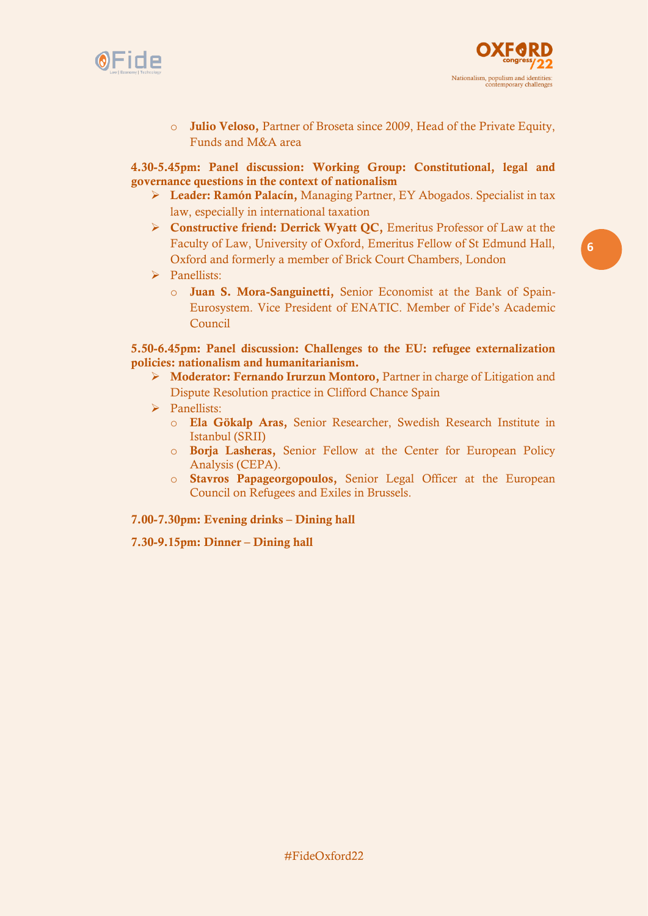- **Julio Veloso,** Partner of Broseta since 2009, Head of the Private Equity, Funds and M&A area

**4.30-5.45pm: Panel discussion: Working Group: Constitutional, legal and governance questions in the context of nationalism**

- **Leader: Ramón Palacín,** Managing Partner, EY Abogados. Specialist in tax law, especially in international taxation
- **Constructive friend: Derrick Wyatt QC,** Emeritus Professor of Law at the Faculty of Law, University of Oxford, Emeritus Fellow of St Edmund Hall, Oxford and formerly a member of Brick Court Chambers, London
- Panellists:
  - **Juan S. Mora-Sanguinetti,** Senior Economist at the Bank of Spain-Eurosystem. Vice President of ENATIC. Member of Fide's Academic Council

**5.50-6.45pm: Panel discussion: Challenges to the EU: refugee externalization policies: nationalism and humanitarianism.**

- **Moderator: Fernando Irurzun Montoro,** Partner in charge of Litigation and Dispute Resolution practice in Clifford Chance Spain
- Panellists:
  - **Ela Gökalp Aras,** Senior Researcher, Swedish Research Institute in Istanbul (SRII)
  - **Borja Lasheras,** Senior Fellow at the Center for European Policy Analysis (CEPA).
  - **Stavros Papageorgopoulos,** Senior Legal Officer at the European Council on Refugees and Exiles in Brussels.

**7.00-7.30pm: Evening drinks – Dining hall**

**7.30-9.15pm: Dinner – Dining hall**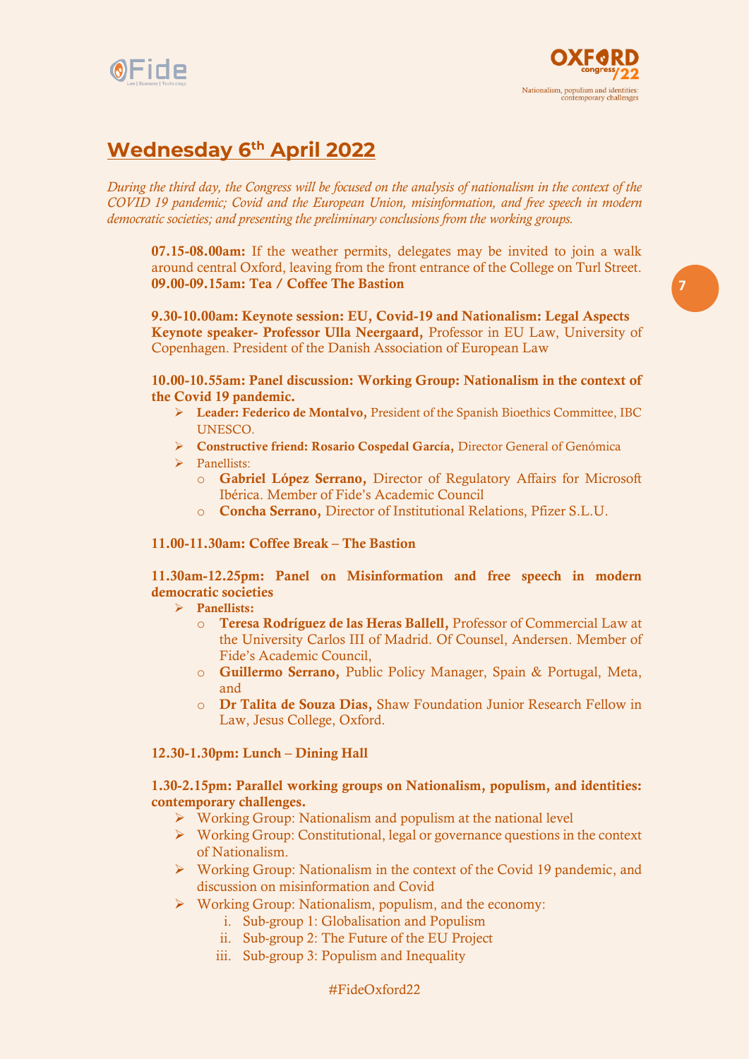# Wednesday 6th April 2022

*During the third day, the Congress will be focused on the analysis of nationalism in the context of the COVID 19 pandemic; Covid and the European Union, misinformation, and free speech in modern democratic societies; and presenting the preliminary conclusions from the working groups.*

**07.15-08.00am:** If the weather permits, delegates may be invited to join a walk around central Oxford, leaving from the front entrance of the College on Turl Street.
**09.00-09.15am: Tea / Coffee The Bastion**

**9.30-10.00am: Keynote session: EU, Covid-19 and Nationalism: Legal Aspects**
**Keynote speaker- Professor Ulla Neergaard,** Professor in EU Law, University of Copenhagen. President of the Danish Association of European Law

**10.00-10.55am: Panel discussion: Working Group: Nationalism in the context of the Covid 19 pandemic.**

- **Leader: Federico de Montalvo,** President of the Spanish Bioethics Committee, IBC UNESCO.
- **Constructive friend: Rosario Cospedal García,** Director General of Genómica
- Panellists:
  - **Gabriel López Serrano,** Director of Regulatory Affairs for Microsoft Ibérica. Member of Fide's Academic Council
  - **Concha Serrano,** Director of Institutional Relations, Pfizer S.L.U.

**11.00-11.30am: Coffee Break – The Bastion**

**11.30am-12.25pm: Panel on Misinformation and free speech in modern democratic societies**

- **Panellists:**
  - **Teresa Rodríguez de las Heras Ballell,** Professor of Commercial Law at the University Carlos III of Madrid. Of Counsel, Andersen. Member of Fide's Academic Council,
  - **Guillermo Serrano,** Public Policy Manager, Spain & Portugal, Meta, and
  - **Dr Talita de Souza Dias,** Shaw Foundation Junior Research Fellow in Law, Jesus College, Oxford.

**12.30-1.30pm: Lunch – Dining Hall**

**1.30-2.15pm: Parallel working groups on Nationalism, populism, and identities: contemporary challenges.**

- Working Group: Nationalism and populism at the national level
- Working Group: Constitutional, legal or governance questions in the context of Nationalism.
- Working Group: Nationalism in the context of the Covid 19 pandemic, and discussion on misinformation and Covid
- Working Group: Nationalism, populism, and the economy:
  - i. Sub-group 1: Globalisation and Populism
  - ii. Sub-group 2: The Future of the EU Project
  - iii. Sub-group 3: Populism and Inequality

#FideOxford22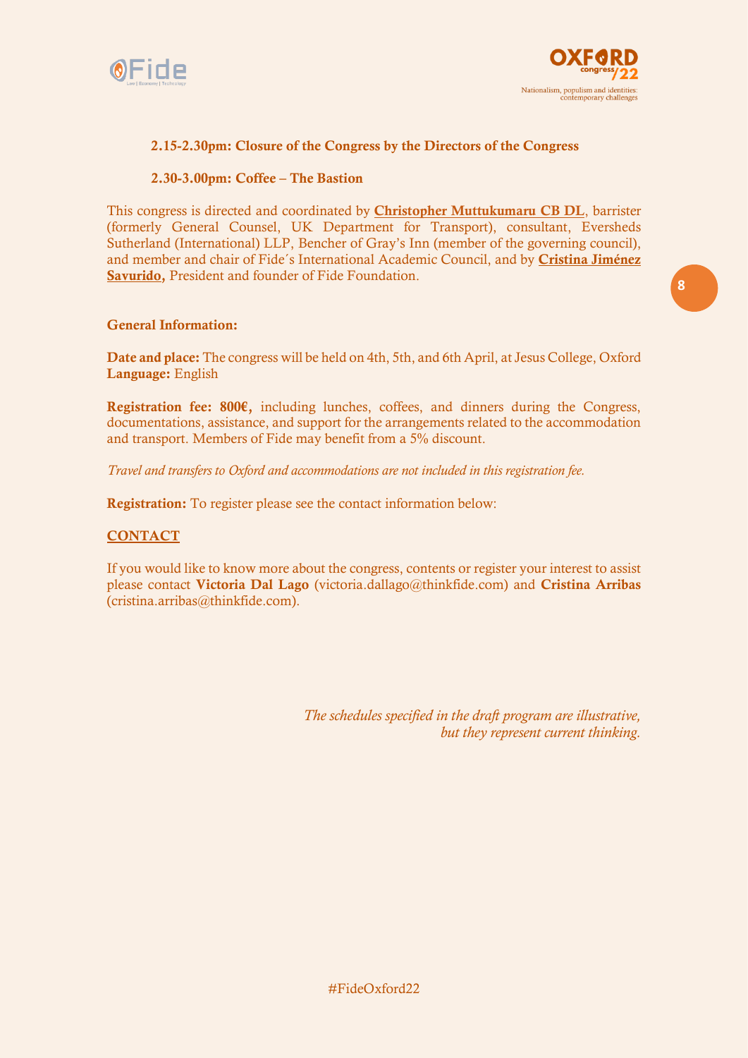**2.15-2.30pm: Closure of the Congress by the Directors of the Congress**

**2.30-3.00pm: Coffee – The Bastion**

This congress is directed and coordinated by **Christopher Muttukumaru CB DL**, barrister (formerly General Counsel, UK Department for Transport), consultant, Eversheds Sutherland (International) LLP, Bencher of Gray's Inn (member of the governing council), and member and chair of Fide´s International Academic Council, and by **Cristina Jiménez Savurido,** President and founder of Fide Foundation.

**General Information:**

**Date and place:** The congress will be held on 4th, 5th, and 6th April, at Jesus College, Oxford
**Language:** English

**Registration fee: 800€,** including lunches, coffees, and dinners during the Congress, documentations, assistance, and support for the arrangements related to the accommodation and transport. Members of Fide may benefit from a 5% discount.

*Travel and transfers to Oxford and accommodations are not included in this registration fee.*

**Registration:** To register please see the contact information below:

**CONTACT**

If you would like to know more about the congress, contents or register your interest to assist please contact **Victoria Dal Lago** (victoria.dallago@thinkfide.com) and **Cristina Arribas** (cristina.arribas@thinkfide.com).

*The schedules specified in the draft program are illustrative, but they represent current thinking.*

#FideOxford22